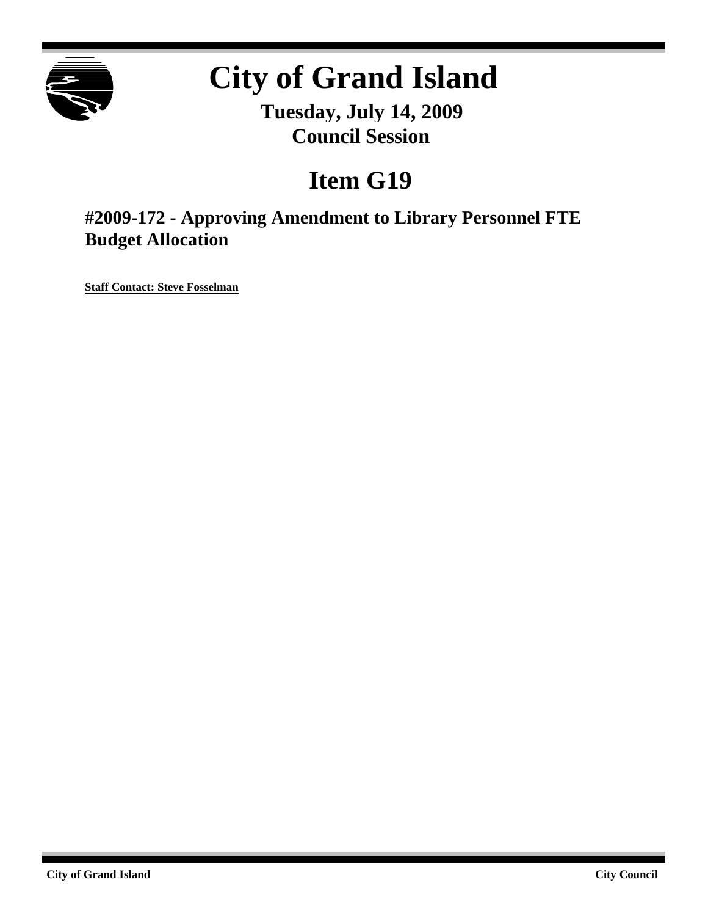# City of Grand Island

**Tuesday, July 14, 2009**
**Council Session**

## Item G19

### #2009-172 - Approving Amendment to Library Personnel FTE Budget Allocation

**Staff Contact: Steve Fosselman**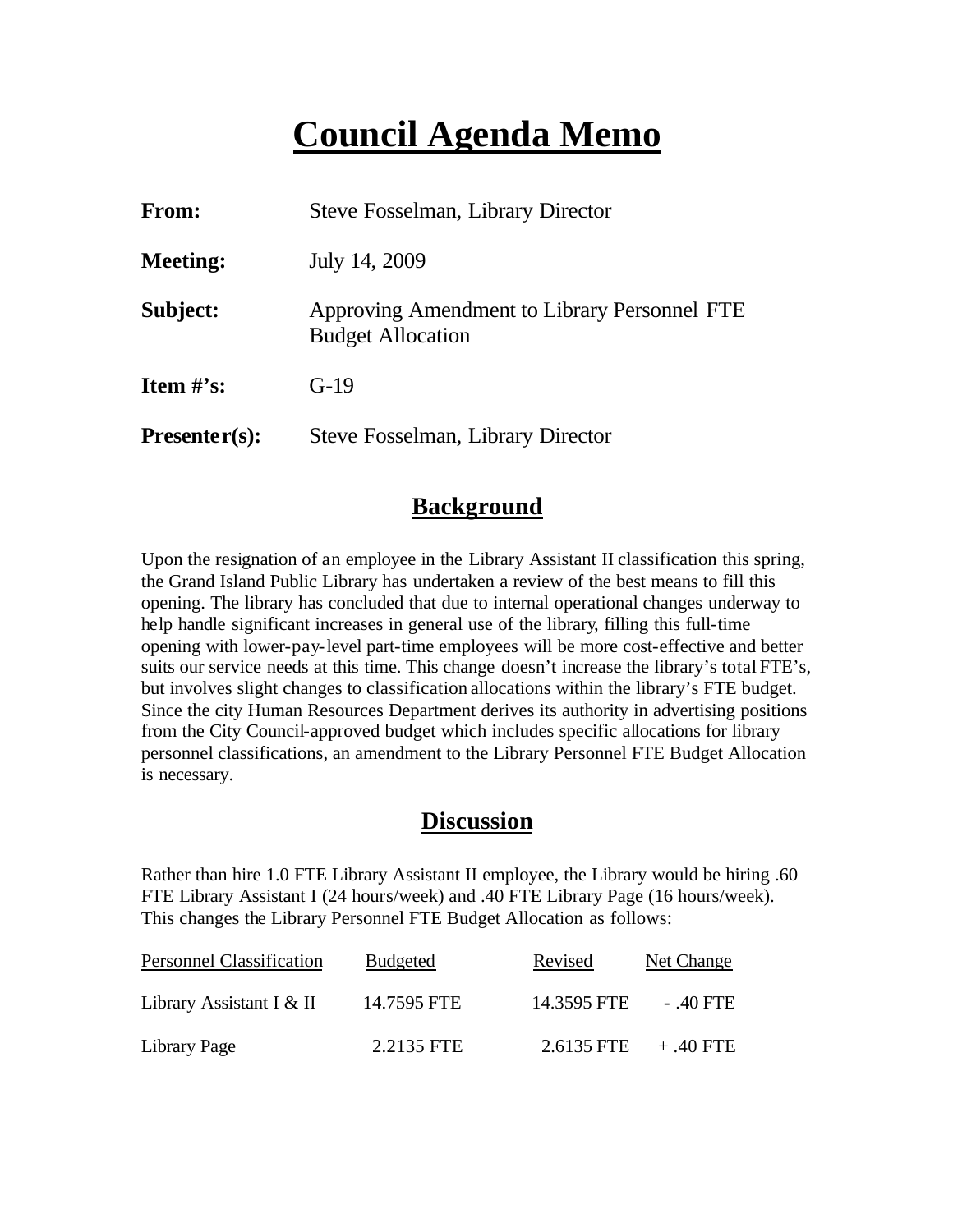# Council Agenda Memo

**From:** Steve Fosselman, Library Director

**Meeting:** July 14, 2009

**Subject:** Approving Amendment to Library Personnel FTE Budget Allocation

**Item #'s:** G-19

**Presenter(s):** Steve Fosselman, Library Director

## Background

Upon the resignation of an employee in the Library Assistant II classification this spring, the Grand Island Public Library has undertaken a review of the best means to fill this opening. The library has concluded that due to internal operational changes underway to help handle significant increases in general use of the library, filling this full-time opening with lower-pay-level part-time employees will be more cost-effective and better suits our service needs at this time. This change doesn't increase the library's total FTE's, but involves slight changes to classification allocations within the library's FTE budget. Since the city Human Resources Department derives its authority in advertising positions from the City Council-approved budget which includes specific allocations for library personnel classifications, an amendment to the Library Personnel FTE Budget Allocation is necessary.

## Discussion

Rather than hire 1.0 FTE Library Assistant II employee, the Library would be hiring .60 FTE Library Assistant I (24 hours/week) and .40 FTE Library Page (16 hours/week). This changes the Library Personnel FTE Budget Allocation as follows:

| Personnel Classification | Budgeted | Revised | Net Change |
|---|---|---|---|
| Library Assistant I & II | 14.7595 FTE | 14.3595 FTE | - .40 FTE |
| Library Page | 2.2135 FTE | 2.6135 FTE | + .40 FTE |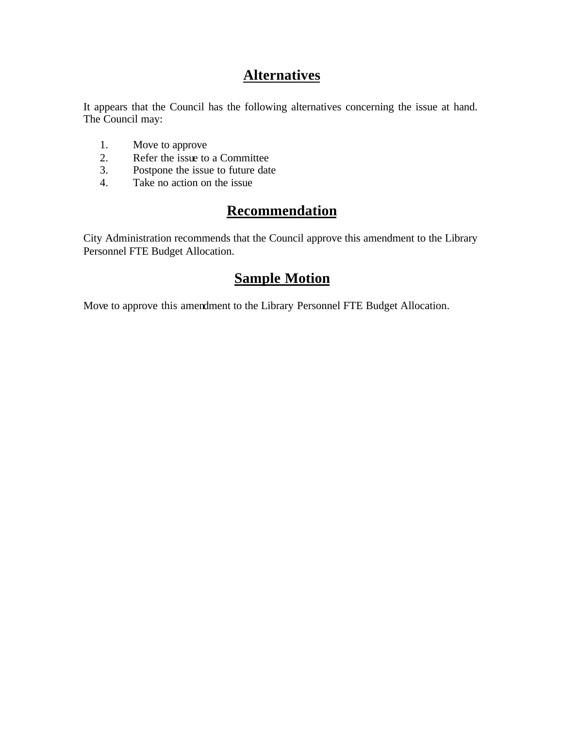## Alternatives

It appears that the Council has the following alternatives concerning the issue at hand. The Council may:

1. Move to approve
2. Refer the issue to a Committee
3. Postpone the issue to future date
4. Take no action on the issue

## Recommendation

City Administration recommends that the Council approve this amendment to the Library Personnel FTE Budget Allocation.

## Sample Motion

Move to approve this amendment to the Library Personnel FTE Budget Allocation.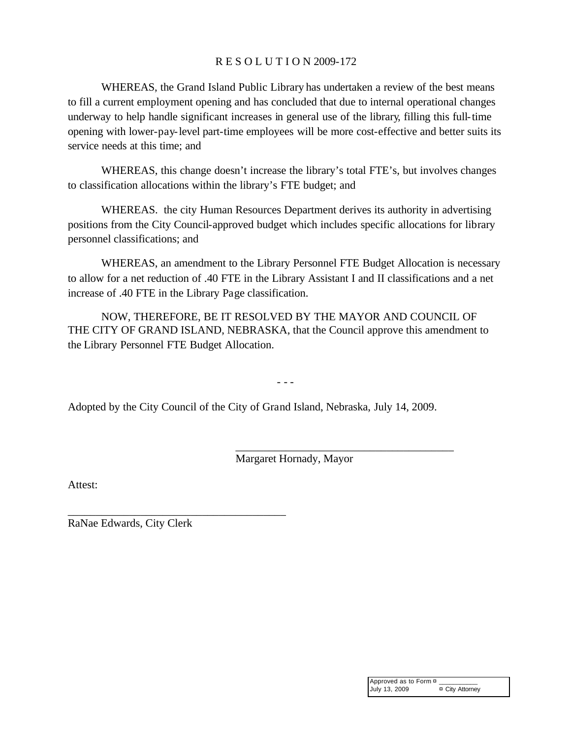# R E S O L U T I O N 2009-172

WHEREAS, the Grand Island Public Library has undertaken a review of the best means to fill a current employment opening and has concluded that due to internal operational changes underway to help handle significant increases in general use of the library, filling this full-time opening with lower-pay-level part-time employees will be more cost-effective and better suits its service needs at this time; and

WHEREAS, this change doesn't increase the library's total FTE's, but involves changes to classification allocations within the library's FTE budget; and

WHEREAS. the city Human Resources Department derives its authority in advertising positions from the City Council-approved budget which includes specific allocations for library personnel classifications; and

WHEREAS, an amendment to the Library Personnel FTE Budget Allocation is necessary to allow for a net reduction of .40 FTE in the Library Assistant I and II classifications and a net increase of .40 FTE in the Library Page classification.

NOW, THEREFORE, BE IT RESOLVED BY THE MAYOR AND COUNCIL OF THE CITY OF GRAND ISLAND, NEBRASKA, that the Council approve this amendment to the Library Personnel FTE Budget Allocation.

- - -

Adopted by the City Council of the City of Grand Island, Nebraska, July 14, 2009.

\_\_\_\_\_\_\_\_\_\_\_\_\_\_\_\_\_\_\_\_\_\_\_\_\_\_\_\_\_\_\_\_\_\_\_\_\_\_\_
Margaret Hornady, Mayor

Attest:

\_\_\_\_\_\_\_\_\_\_\_\_\_\_\_\_\_\_\_\_\_\_\_\_\_\_\_\_\_\_\_\_\_\_\_\_\_\_\_
RaNae Edwards, City Clerk

Approved as to Form ¤ \_\_\_\_\_\_\_\_\_\_
July 13, 2009 ¤ City Attorney